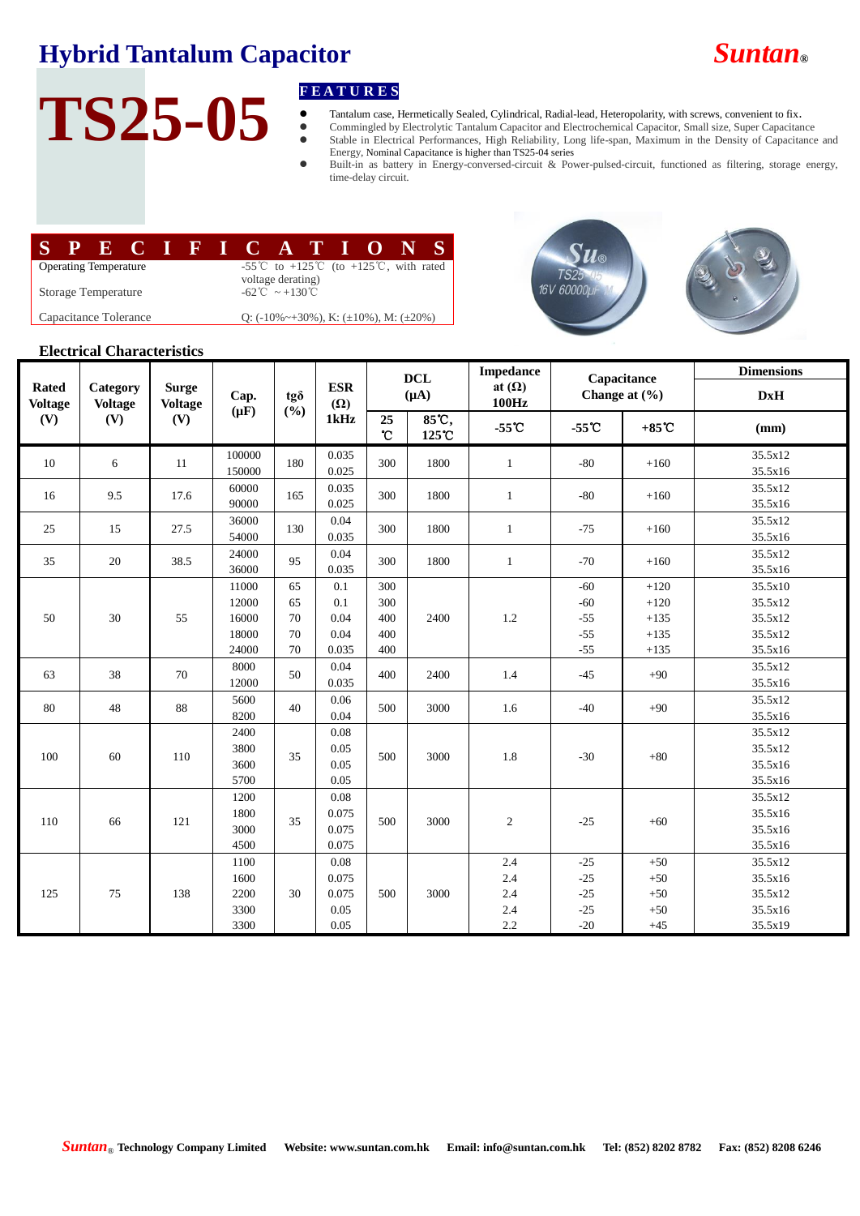# Hybrid Tantalum Capacitor

*Suntan®*

# TS25-05

## FEATURES

- Tantalum case, Hermetically Sealed, Cylindrical, Radial-lead, Heteropolarity, with screws, convenient to fix.
- Commingled by Electrolytic Tantalum Capacitor and Electrochemical Capacitor, Small size, Super Capacitance
- Stable in Electrical Performances, High Reliability, Long life-span, Maximum in the Density of Capacitance and Energy, Nominal Capacitance is higher than TS25-04 series
- Built-in as battery in Energy-conversed-circuit & Power-pulsed-circuit, functioned as filtering, storage energy, time-delay circuit.

## SPECIFICATIONS

| | |
|---|---|
| Operating Temperature | -55℃ to +125℃ (to +125℃, with rated voltage derating) |
| Storage Temperature | -62℃ ~ +130℃ |
| Capacitance Tolerance | Q: (-10%~+30%), K: (±10%), M: (±20%) |

### Electrical Characteristics

| Rated Voltage (V) | Category Voltage (V) | Surge Voltage (V) | Cap. (μF) | tgδ (%) | ESR (Ω) 1kHz | DCL (μA) | | Impedance at (Ω) 100Hz | Capacitance Change at (%) | | Dimensions DxH |
|---|---|---|---|---|---|---|---|---|---|---|---|
| | | | | | | 25℃ | 85℃, 125℃ | -55℃ | -55℃ | +85℃ | (mm) |
| 10 | 6 | 11 | 100000<br>150000 | 180 | 0.035<br>0.025 | 300 | 1800 | 1 | -80 | +160 | 35.5x12<br>35.5x16 |
| 16 | 9.5 | 17.6 | 60000<br>90000 | 165 | 0.035<br>0.025 | 300 | 1800 | 1 | -80 | +160 | 35.5x12<br>35.5x16 |
| 25 | 15 | 27.5 | 36000<br>54000 | 130 | 0.04<br>0.035 | 300 | 1800 | 1 | -75 | +160 | 35.5x12<br>35.5x16 |
| 35 | 20 | 38.5 | 24000<br>36000 | 95 | 0.04<br>0.035 | 300 | 1800 | 1 | -70 | +160 | 35.5x12<br>35.5x16 |
| 50 | 30 | 55 | 11000<br>12000<br>16000<br>18000<br>24000 | 65<br>65<br>70<br>70<br>70 | 0.1<br>0.1<br>0.04<br>0.04<br>0.035 | 300<br>300<br>400<br>400<br>400 | 2400 | 1.2 | -60<br>-60<br>-55<br>-55<br>-55 | +120<br>+120<br>+135<br>+135<br>+135 | 35.5x10<br>35.5x12<br>35.5x12<br>35.5x12<br>35.5x16 |
| 63 | 38 | 70 | 8000<br>12000 | 50 | 0.04<br>0.035 | 400 | 2400 | 1.4 | -45 | +90 | 35.5x12<br>35.5x16 |
| 80 | 48 | 88 | 5600<br>8200 | 40 | 0.06<br>0.04 | 500 | 3000 | 1.6 | -40 | +90 | 35.5x12<br>35.5x16 |
| 100 | 60 | 110 | 2400<br>3800<br>3600<br>5700 | 35 | 0.08<br>0.05<br>0.05<br>0.05 | 500 | 3000 | 1.8 | -30 | +80 | 35.5x12<br>35.5x12<br>35.5x16<br>35.5x16 |
| 110 | 66 | 121 | 1200<br>1800<br>3000<br>4500 | 35 | 0.08<br>0.075<br>0.075<br>0.075 | 500 | 3000 | 2 | -25 | +60 | 35.5x12<br>35.5x16<br>35.5x16<br>35.5x16 |
| 125 | 75 | 138 | 1100<br>1600<br>2200<br>3300<br>3300 | 30 | 0.08<br>0.075<br>0.075<br>0.05<br>0.05 | 500 | 3000 | 2.4<br>2.4<br>2.4<br>2.4<br>2.2 | -25<br>-25<br>-25<br>-25<br>-20 | +50<br>+50<br>+50<br>+50<br>+45 | 35.5x12<br>35.5x16<br>35.5x12<br>35.5x16<br>35.5x19 |

*Suntan®* Technology Company Limited Website: www.suntan.com.hk Email: info@suntan.com.hk Tel: (852) 8202 8782 Fax: (852) 8208 6246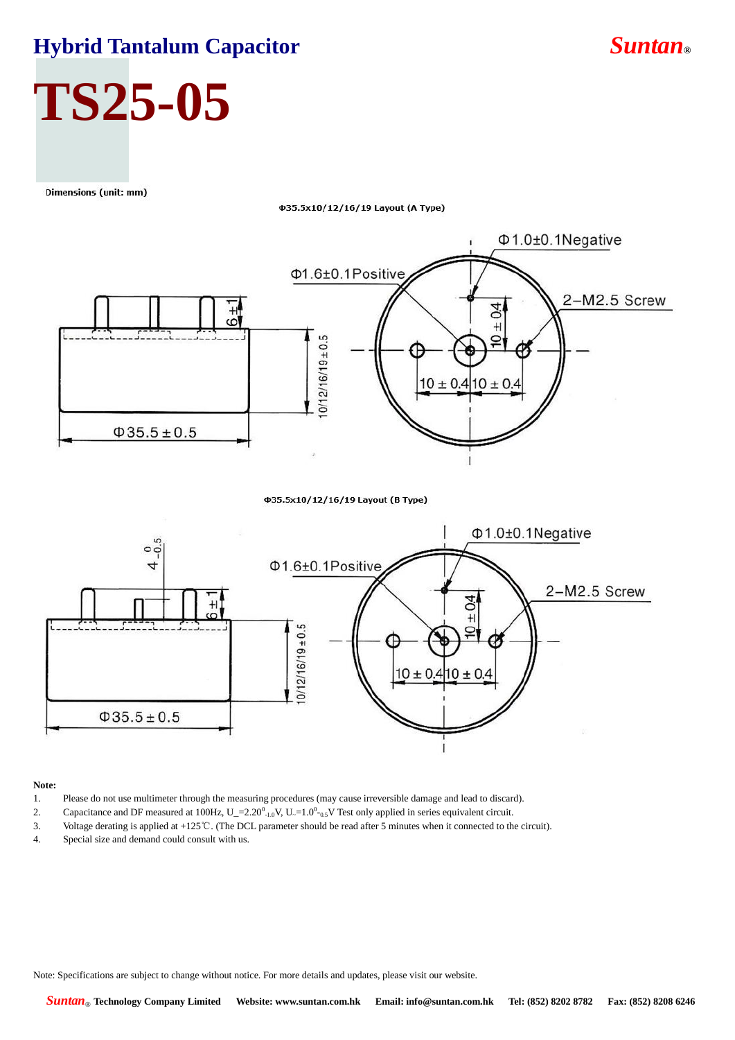# Hybrid Tantalum Capacitor

# TS25-05

Dimensions (unit: mm)

Φ35.5x10/12/16/19 Layout (A Type)

Φ1.0±0.1Negative
Φ1.6±0.1Positive
2–M2.5 Screw
6±1
10/12/16/19±0.5
10±0.4
10±0.4 10±0.4
Φ35.5±0.5

Φ35.5x10/12/16/19 Layout (B Type)

Φ1.0±0.1Negative
Φ1.6±0.1Positive
2–M2.5 Screw
$4^{0}_{-0.5}$
6±1
10/12/16/19±0.5
10±0.4
10±0.4 10±0.4
Φ35.5±0.5

**Note:**

1. Please do not use multimeter through the measuring procedures (may cause irreversible damage and lead to discard).
2. Capacitance and DF measured at 100Hz, $U\_=2.20^{0}_{-1.0}$V, $U_{\sim}=1.0^{0}_{-0.5}$V Test only applied in series equivalent circuit.
3. Voltage derating is applied at +125℃. (The DCL parameter should be read after 5 minutes when it connected to the circuit).
4. Special size and demand could consult with us.

Note: Specifications are subject to change without notice. For more details and updates, please visit our website.